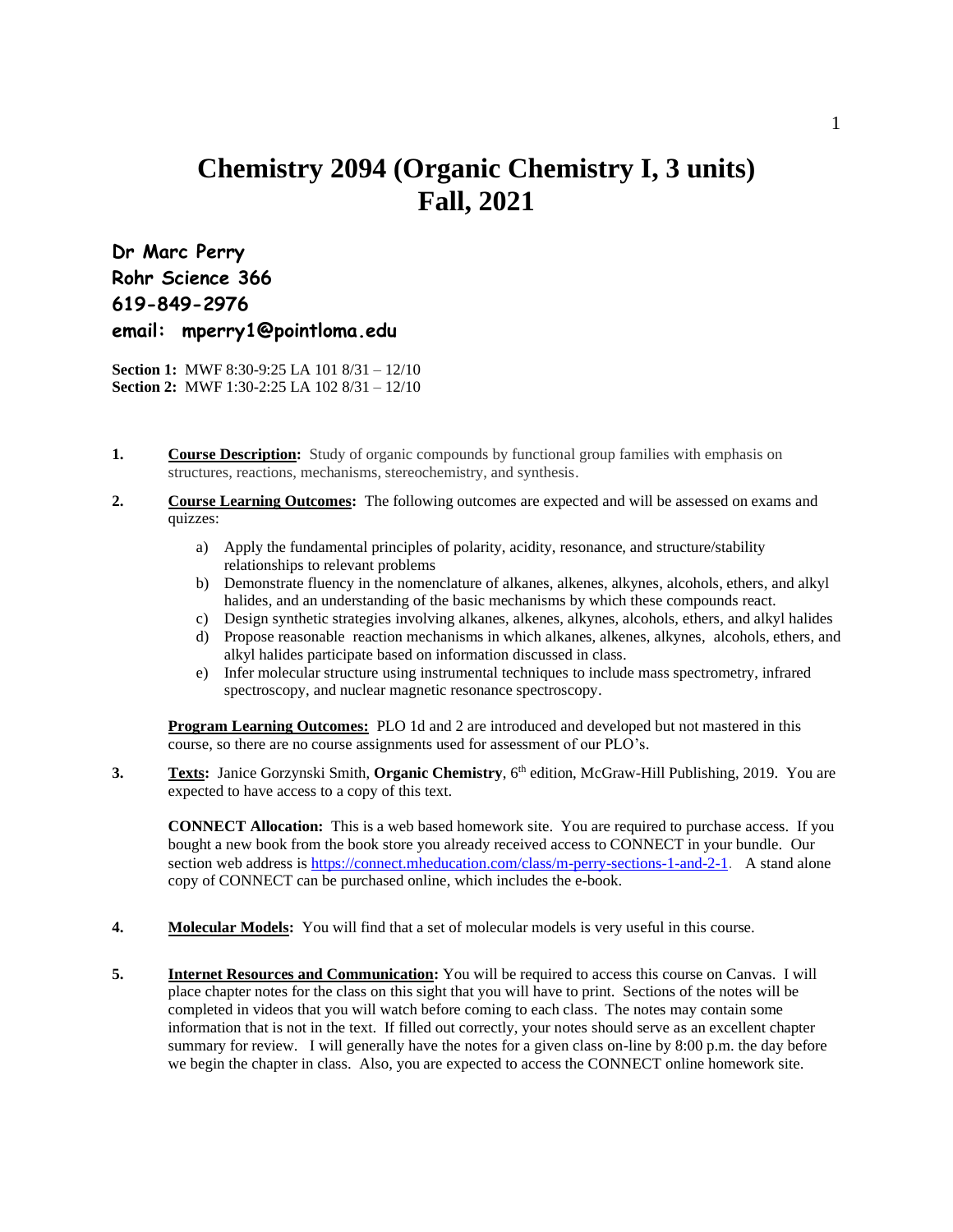# Chemistry 2094 (Organic Chemistry I, 3 units)
# Fall, 2021

**Dr Marc Perry**
**Rohr Science 366**
**619-849-2976**
**email: mperry1@pointloma.edu**

**Section 1:** MWF 8:30-9:25 LA 101 8/31 – 12/10
**Section 2:** MWF 1:30-2:25 LA 102 8/31 – 12/10

1. **Course Description:** Study of organic compounds by functional group families with emphasis on structures, reactions, mechanisms, stereochemistry, and synthesis.

2. **Course Learning Outcomes:** The following outcomes are expected and will be assessed on exams and quizzes:

   a) Apply the fundamental principles of polarity, acidity, resonance, and structure/stability relationships to relevant problems
   b) Demonstrate fluency in the nomenclature of alkanes, alkenes, alkynes, alcohols, ethers, and alkyl halides, and an understanding of the basic mechanisms by which these compounds react.
   c) Design synthetic strategies involving alkanes, alkenes, alkynes, alcohols, ethers, and alkyl halides
   d) Propose reasonable reaction mechanisms in which alkanes, alkenes, alkynes, alcohols, ethers, and alkyl halides participate based on information discussed in class.
   e) Infer molecular structure using instrumental techniques to include mass spectrometry, infrared spectroscopy, and nuclear magnetic resonance spectroscopy.

   **Program Learning Outcomes:** PLO 1d and 2 are introduced and developed but not mastered in this course, so there are no course assignments used for assessment of our PLO's.

3. **Texts:** Janice Gorzynski Smith, **Organic Chemistry**, 6th edition, McGraw-Hill Publishing, 2019. You are expected to have access to a copy of this text.

   **CONNECT Allocation:** This is a web based homework site. You are required to purchase access. If you bought a new book from the book store you already received access to CONNECT in your bundle. Our section web address is https://connect.mheducation.com/class/m-perry-sections-1-and-2-1. A stand alone copy of CONNECT can be purchased online, which includes the e-book.

4. **Molecular Models:** You will find that a set of molecular models is very useful in this course.

5. **Internet Resources and Communication:** You will be required to access this course on Canvas. I will place chapter notes for the class on this sight that you will have to print. Sections of the notes will be completed in videos that you will watch before coming to each class. The notes may contain some information that is not in the text. If filled out correctly, your notes should serve as an excellent chapter summary for review. I will generally have the notes for a given class on-line by 8:00 p.m. the day before we begin the chapter in class. Also, you are expected to access the CONNECT online homework site.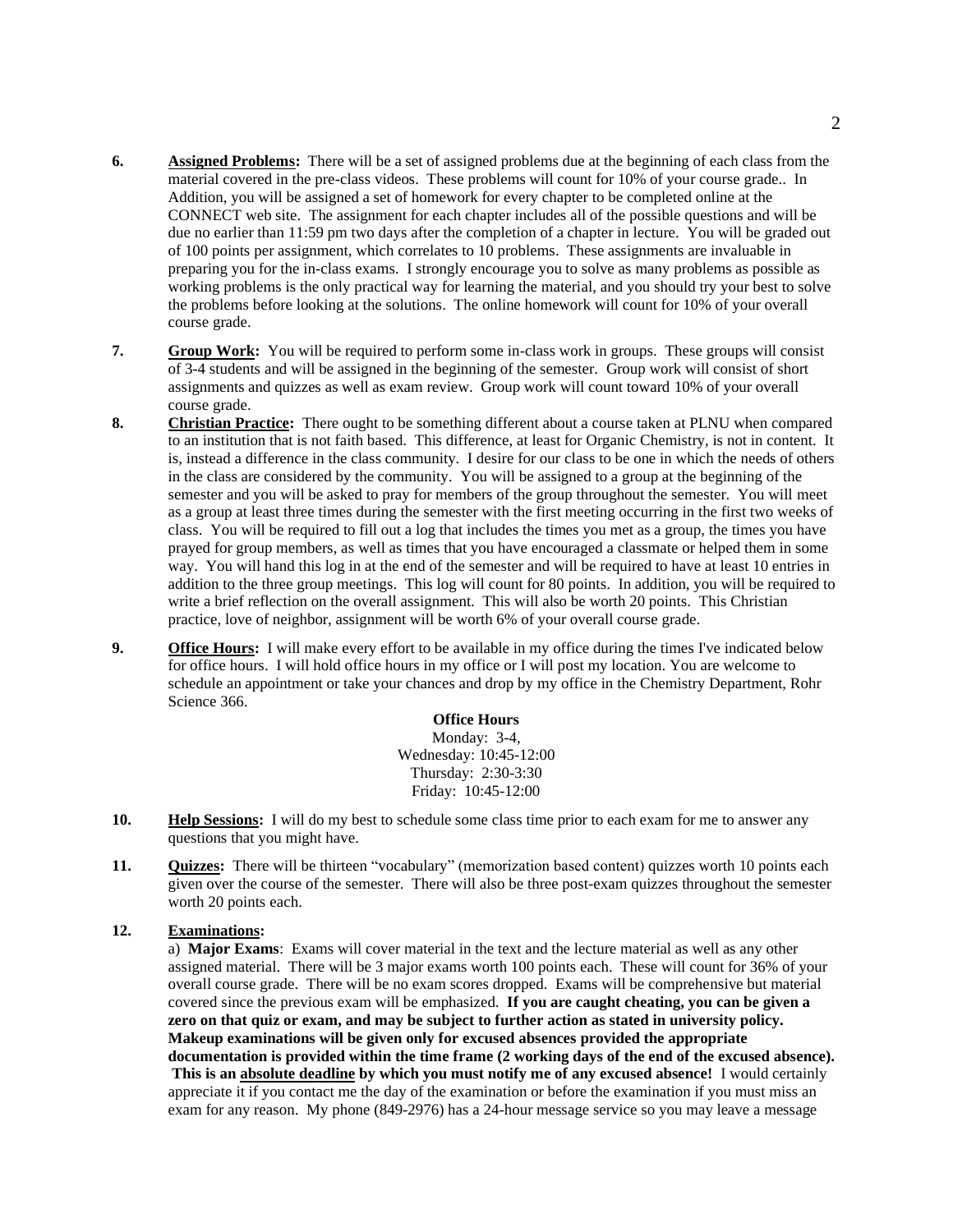6. **Assigned Problems:** There will be a set of assigned problems due at the beginning of each class from the material covered in the pre-class videos. These problems will count for 10% of your course grade.. In Addition, you will be assigned a set of homework for every chapter to be completed online at the CONNECT web site. The assignment for each chapter includes all of the possible questions and will be due no earlier than 11:59 pm two days after the completion of a chapter in lecture. You will be graded out of 100 points per assignment, which correlates to 10 problems. These assignments are invaluable in preparing you for the in-class exams. I strongly encourage you to solve as many problems as possible as working problems is the only practical way for learning the material, and you should try your best to solve the problems before looking at the solutions. The online homework will count for 10% of your overall course grade.

7. **Group Work:** You will be required to perform some in-class work in groups. These groups will consist of 3-4 students and will be assigned in the beginning of the semester. Group work will consist of short assignments and quizzes as well as exam review. Group work will count toward 10% of your overall course grade.

8. **Christian Practice:** There ought to be something different about a course taken at PLNU when compared to an institution that is not faith based. This difference, at least for Organic Chemistry, is not in content. It is, instead a difference in the class community. I desire for our class to be one in which the needs of others in the class are considered by the community. You will be assigned to a group at the beginning of the semester and you will be asked to pray for members of the group throughout the semester. You will meet as a group at least three times during the semester with the first meeting occurring in the first two weeks of class. You will be required to fill out a log that includes the times you met as a group, the times you have prayed for group members, as well as times that you have encouraged a classmate or helped them in some way. You will hand this log in at the end of the semester and will be required to have at least 10 entries in addition to the three group meetings. This log will count for 80 points. In addition, you will be required to write a brief reflection on the overall assignment. This will also be worth 20 points. This Christian practice, love of neighbor, assignment will be worth 6% of your overall course grade.

9. **Office Hours:** I will make every effort to be available in my office during the times I've indicated below for office hours. I will hold office hours in my office or I will post my location. You are welcome to schedule an appointment or take your chances and drop by my office in the Chemistry Department, Rohr Science 366.

   **Office Hours**
   Monday: 3-4,
   Wednesday: 10:45-12:00
   Thursday: 2:30-3:30
   Friday: 10:45-12:00

10. **Help Sessions:** I will do my best to schedule some class time prior to each exam for me to answer any questions that you might have.

11. **Quizzes:** There will be thirteen "vocabulary" (memorization based content) quizzes worth 10 points each given over the course of the semester. There will also be three post-exam quizzes throughout the semester worth 20 points each.

12. **Examinations:**

    a) **Major Exams**: Exams will cover material in the text and the lecture material as well as any other assigned material. There will be 3 major exams worth 100 points each. These will count for 36% of your overall course grade. There will be no exam scores dropped. Exams will be comprehensive but material covered since the previous exam will be emphasized. **If you are caught cheating, you can be given a zero on that quiz or exam, and may be subject to further action as stated in university policy. Makeup examinations will be given only for excused absences provided the appropriate documentation is provided within the time frame (2 working days of the end of the excused absence). This is an absolute deadline by which you must notify me of any excused absence!** I would certainly appreciate it if you contact me the day of the examination or before the examination if you must miss an exam for any reason. My phone (849-2976) has a 24-hour message service so you may leave a message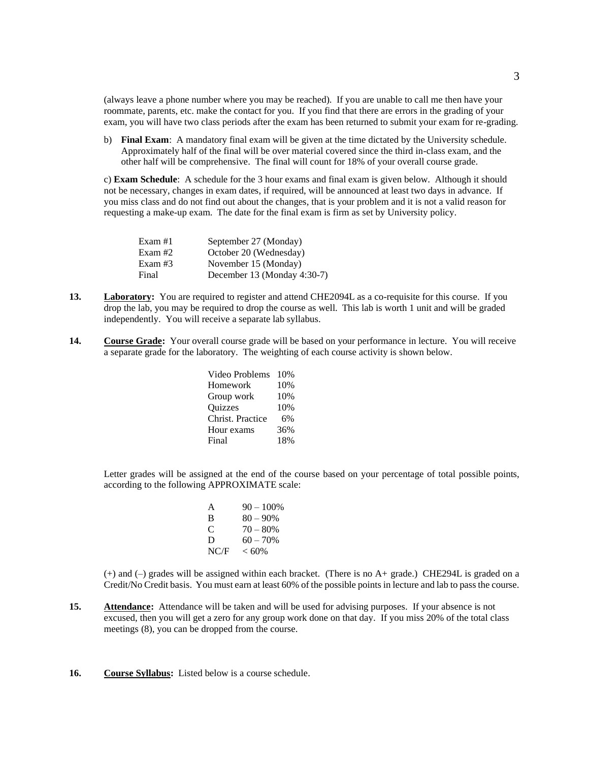(always leave a phone number where you may be reached). If you are unable to call me then have your roommate, parents, etc. make the contact for you. If you find that there are errors in the grading of your exam, you will have two class periods after the exam has been returned to submit your exam for re-grading.

b) **Final Exam**: A mandatory final exam will be given at the time dictated by the University schedule. Approximately half of the final will be over material covered since the third in-class exam, and the other half will be comprehensive. The final will count for 18% of your overall course grade.

c) **Exam Schedule**: A schedule for the 3 hour exams and final exam is given below. Although it should not be necessary, changes in exam dates, if required, will be announced at least two days in advance. If you miss class and do not find out about the changes, that is your problem and it is not a valid reason for requesting a make-up exam. The date for the final exam is firm as set by University policy.

| | |
|---|---|
| Exam #1 | September 27 (Monday) |
| Exam #2 | October 20 (Wednesday) |
| Exam #3 | November 15 (Monday) |
| Final | December 13 (Monday 4:30-7) |

**13.** **Laboratory:** You are required to register and attend CHE2094L as a co-requisite for this course. If you drop the lab, you may be required to drop the course as well. This lab is worth 1 unit and will be graded independently. You will receive a separate lab syllabus.

**14.** **Course Grade:** Your overall course grade will be based on your performance in lecture. You will receive a separate grade for the laboratory. The weighting of each course activity is shown below.

| | |
|---|---|
| Video Problems | 10% |
| Homework | 10% |
| Group work | 10% |
| Quizzes | 10% |
| Christ. Practice | 6% |
| Hour exams | 36% |
| Final | 18% |

Letter grades will be assigned at the end of the course based on your percentage of total possible points, according to the following APPROXIMATE scale:

| | |
|---|---|
| A | 90 – 100% |
| B | 80 – 90% |
| C | 70 – 80% |
| D | 60 – 70% |
| NC/F | < 60% |

(+) and (–) grades will be assigned within each bracket. (There is no A+ grade.) CHE294L is graded on a Credit/No Credit basis. You must earn at least 60% of the possible points in lecture and lab to pass the course.

**15.** **Attendance:** Attendance will be taken and will be used for advising purposes. If your absence is not excused, then you will get a zero for any group work done on that day. If you miss 20% of the total class meetings (8), you can be dropped from the course.

**16.** **Course Syllabus:** Listed below is a course schedule.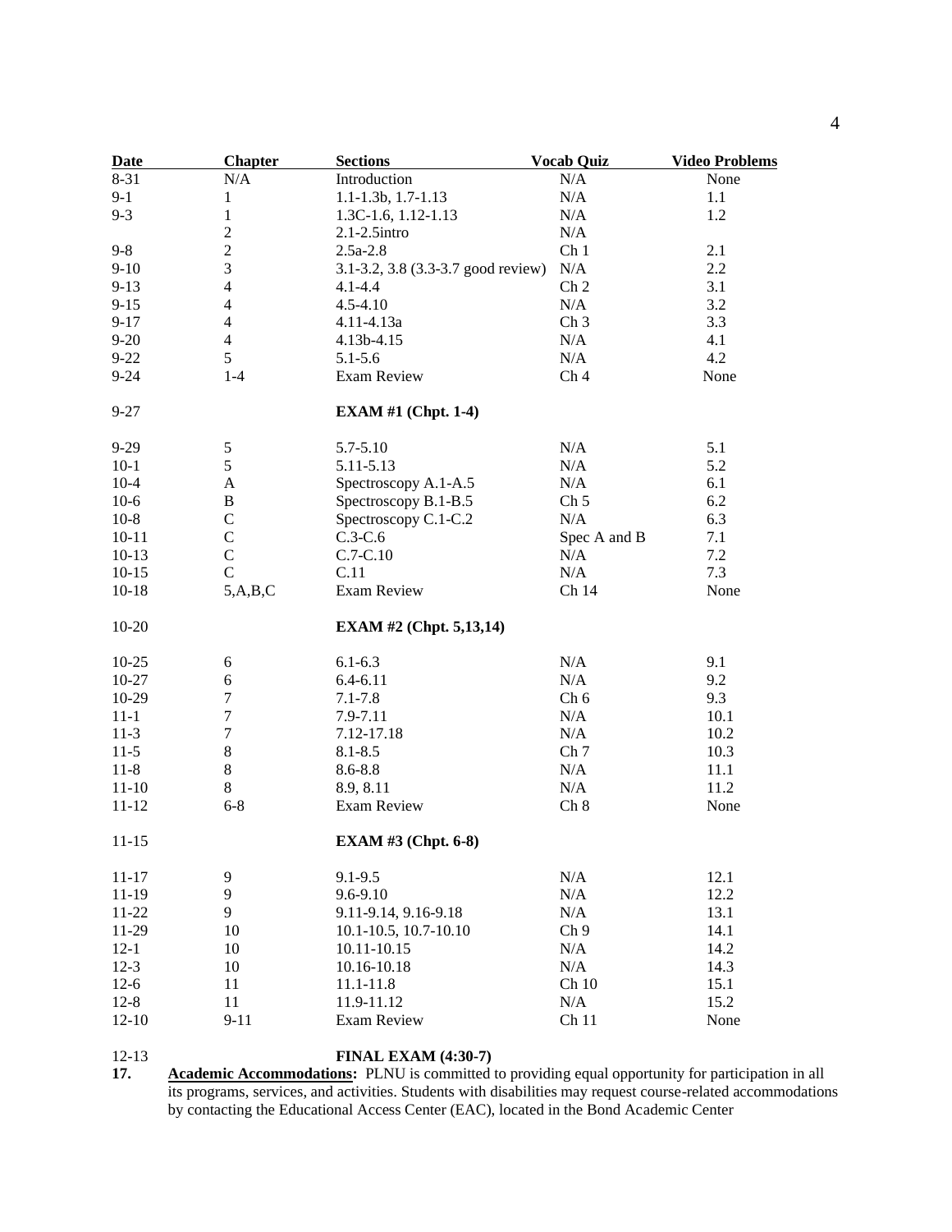| Date | Chapter | Sections | Vocab Quiz | Video Problems |
|---|---|---|---|---|
| 8-31 | N/A | Introduction | N/A | None |
| 9-1 | 1 | 1.1-1.3b, 1.7-1.13 | N/A | 1.1 |
| 9-3 | 1 | 1.3C-1.6, 1.12-1.13 | N/A | 1.2 |
| | 2 | 2.1-2.5intro | N/A | |
| 9-8 | 2 | 2.5a-2.8 | Ch 1 | 2.1 |
| 9-10 | 3 | 3.1-3.2, 3.8 (3.3-3.7 good review) | N/A | 2.2 |
| 9-13 | 4 | 4.1-4.4 | Ch 2 | 3.1 |
| 9-15 | 4 | 4.5-4.10 | N/A | 3.2 |
| 9-17 | 4 | 4.11-4.13a | Ch 3 | 3.3 |
| 9-20 | 4 | 4.13b-4.15 | N/A | 4.1 |
| 9-22 | 5 | 5.1-5.6 | N/A | 4.2 |
| 9-24 | 1-4 | Exam Review | Ch 4 | None |
| 9-27 | | **EXAM #1 (Chpt. 1-4)** | | |
| 9-29 | 5 | 5.7-5.10 | N/A | 5.1 |
| 10-1 | 5 | 5.11-5.13 | N/A | 5.2 |
| 10-4 | A | Spectroscopy A.1-A.5 | N/A | 6.1 |
| 10-6 | B | Spectroscopy B.1-B.5 | Ch 5 | 6.2 |
| 10-8 | C | Spectroscopy C.1-C.2 | N/A | 6.3 |
| 10-11 | C | C.3-C.6 | Spec A and B | 7.1 |
| 10-13 | C | C.7-C.10 | N/A | 7.2 |
| 10-15 | C | C.11 | N/A | 7.3 |
| 10-18 | 5,A,B,C | Exam Review | Ch 14 | None |
| 10-20 | | **EXAM #2 (Chpt. 5,13,14)** | | |
| 10-25 | 6 | 6.1-6.3 | N/A | 9.1 |
| 10-27 | 6 | 6.4-6.11 | N/A | 9.2 |
| 10-29 | 7 | 7.1-7.8 | Ch 6 | 9.3 |
| 11-1 | 7 | 7.9-7.11 | N/A | 10.1 |
| 11-3 | 7 | 7.12-17.18 | N/A | 10.2 |
| 11-5 | 8 | 8.1-8.5 | Ch 7 | 10.3 |
| 11-8 | 8 | 8.6-8.8 | N/A | 11.1 |
| 11-10 | 8 | 8.9, 8.11 | N/A | 11.2 |
| 11-12 | 6-8 | Exam Review | Ch 8 | None |
| 11-15 | | **EXAM #3 (Chpt. 6-8)** | | |
| 11-17 | 9 | 9.1-9.5 | N/A | 12.1 |
| 11-19 | 9 | 9.6-9.10 | N/A | 12.2 |
| 11-22 | 9 | 9.11-9.14, 9.16-9.18 | N/A | 13.1 |
| 11-29 | 10 | 10.1-10.5, 10.7-10.10 | Ch 9 | 14.1 |
| 12-1 | 10 | 10.11-10.15 | N/A | 14.2 |
| 12-3 | 10 | 10.16-10.18 | N/A | 14.3 |
| 12-6 | 11 | 11.1-11.8 | Ch 10 | 15.1 |
| 12-8 | 11 | 11.9-11.12 | N/A | 15.2 |
| 12-10 | 9-11 | Exam Review | Ch 11 | None |
| 12-13 | | **FINAL EXAM (4:30-7)** | | |

**17.** **Academic Accommodations:** PLNU is committed to providing equal opportunity for participation in all its programs, services, and activities. Students with disabilities may request course-related accommodations by contacting the Educational Access Center (EAC), located in the Bond Academic Center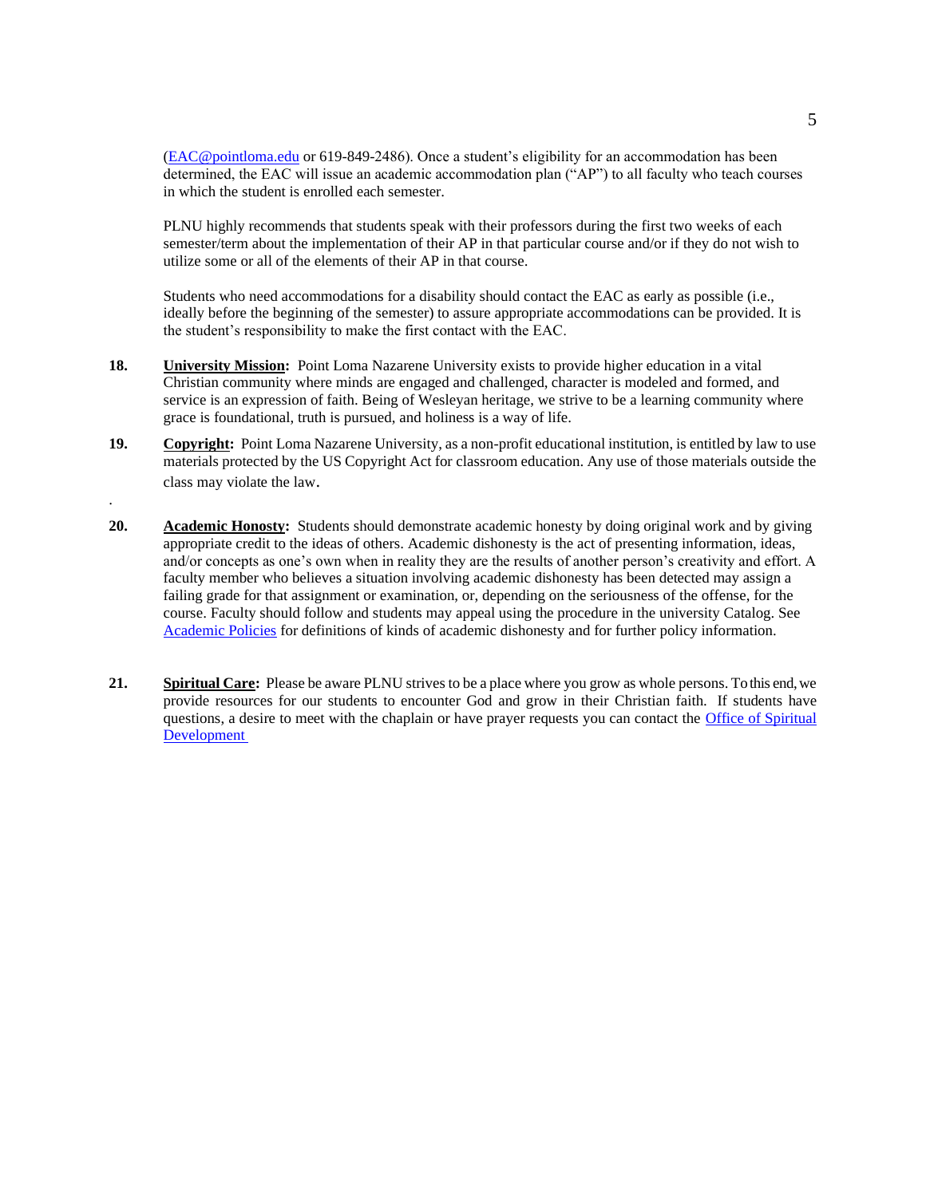(EAC@pointloma.edu or 619-849-2486). Once a student's eligibility for an accommodation has been determined, the EAC will issue an academic accommodation plan ("AP") to all faculty who teach courses in which the student is enrolled each semester.

PLNU highly recommends that students speak with their professors during the first two weeks of each semester/term about the implementation of their AP in that particular course and/or if they do not wish to utilize some or all of the elements of their AP in that course.

Students who need accommodations for a disability should contact the EAC as early as possible (i.e., ideally before the beginning of the semester) to assure appropriate accommodations can be provided. It is the student's responsibility to make the first contact with the EAC.

**18.** **University Mission:** Point Loma Nazarene University exists to provide higher education in a vital Christian community where minds are engaged and challenged, character is modeled and formed, and service is an expression of faith. Being of Wesleyan heritage, we strive to be a learning community where grace is foundational, truth is pursued, and holiness is a way of life.

**19.** **Copyright:** Point Loma Nazarene University, as a non-profit educational institution, is entitled by law to use materials protected by the US Copyright Act for classroom education. Any use of those materials outside the class may violate the law.

.

**20.** **Academic Honosty:** Students should demonstrate academic honesty by doing original work and by giving appropriate credit to the ideas of others. Academic dishonesty is the act of presenting information, ideas, and/or concepts as one's own when in reality they are the results of another person's creativity and effort. A faculty member who believes a situation involving academic dishonesty has been detected may assign a failing grade for that assignment or examination, or, depending on the seriousness of the offense, for the course. Faculty should follow and students may appeal using the procedure in the university Catalog. See Academic Policies for definitions of kinds of academic dishonesty and for further policy information.

**21.** **Spiritual Care:** Please be aware PLNU strives to be a place where you grow as whole persons. To this end, we provide resources for our students to encounter God and grow in their Christian faith. If students have questions, a desire to meet with the chaplain or have prayer requests you can contact the Office of Spiritual Development